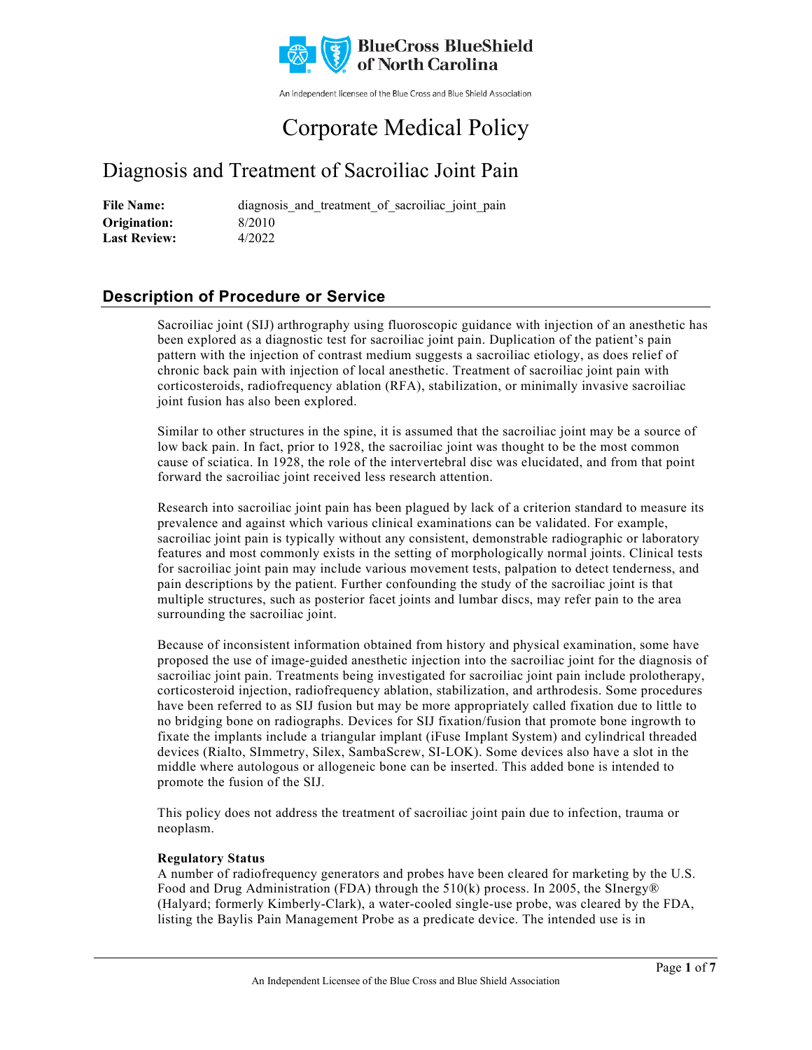BlueCross BlueShield of North Carolina

An independent licensee of the Blue Cross and Blue Shield Association

# Corporate Medical Policy

## Diagnosis and Treatment of Sacroiliac Joint Pain

**File Name:** diagnosis_and_treatment_of_sacroiliac_joint_pain
**Origination:** 8/2010
**Last Review:** 4/2022

## Description of Procedure or Service

Sacroiliac joint (SIJ) arthrography using fluoroscopic guidance with injection of an anesthetic has been explored as a diagnostic test for sacroiliac joint pain. Duplication of the patient's pain pattern with the injection of contrast medium suggests a sacroiliac etiology, as does relief of chronic back pain with injection of local anesthetic. Treatment of sacroiliac joint pain with corticosteroids, radiofrequency ablation (RFA), stabilization, or minimally invasive sacroiliac joint fusion has also been explored.

Similar to other structures in the spine, it is assumed that the sacroiliac joint may be a source of low back pain. In fact, prior to 1928, the sacroiliac joint was thought to be the most common cause of sciatica. In 1928, the role of the intervertebral disc was elucidated, and from that point forward the sacroiliac joint received less research attention.

Research into sacroiliac joint pain has been plagued by lack of a criterion standard to measure its prevalence and against which various clinical examinations can be validated. For example, sacroiliac joint pain is typically without any consistent, demonstrable radiographic or laboratory features and most commonly exists in the setting of morphologically normal joints. Clinical tests for sacroiliac joint pain may include various movement tests, palpation to detect tenderness, and pain descriptions by the patient. Further confounding the study of the sacroiliac joint is that multiple structures, such as posterior facet joints and lumbar discs, may refer pain to the area surrounding the sacroiliac joint.

Because of inconsistent information obtained from history and physical examination, some have proposed the use of image-guided anesthetic injection into the sacroiliac joint for the diagnosis of sacroiliac joint pain. Treatments being investigated for sacroiliac joint pain include prolotherapy, corticosteroid injection, radiofrequency ablation, stabilization, and arthrodesis. Some procedures have been referred to as SIJ fusion but may be more appropriately called fixation due to little to no bridging bone on radiographs. Devices for SIJ fixation/fusion that promote bone ingrowth to fixate the implants include a triangular implant (iFuse Implant System) and cylindrical threaded devices (Rialto, SImmetry, Silex, SambaScrew, SI-LOK). Some devices also have a slot in the middle where autologous or allogeneic bone can be inserted. This added bone is intended to promote the fusion of the SIJ.

This policy does not address the treatment of sacroiliac joint pain due to infection, trauma or neoplasm.

**Regulatory Status**

A number of radiofrequency generators and probes have been cleared for marketing by the U.S. Food and Drug Administration (FDA) through the 510(k) process. In 2005, the SInergy® (Halyard; formerly Kimberly-Clark), a water-cooled single-use probe, was cleared by the FDA, listing the Baylis Pain Management Probe as a predicate device. The intended use is in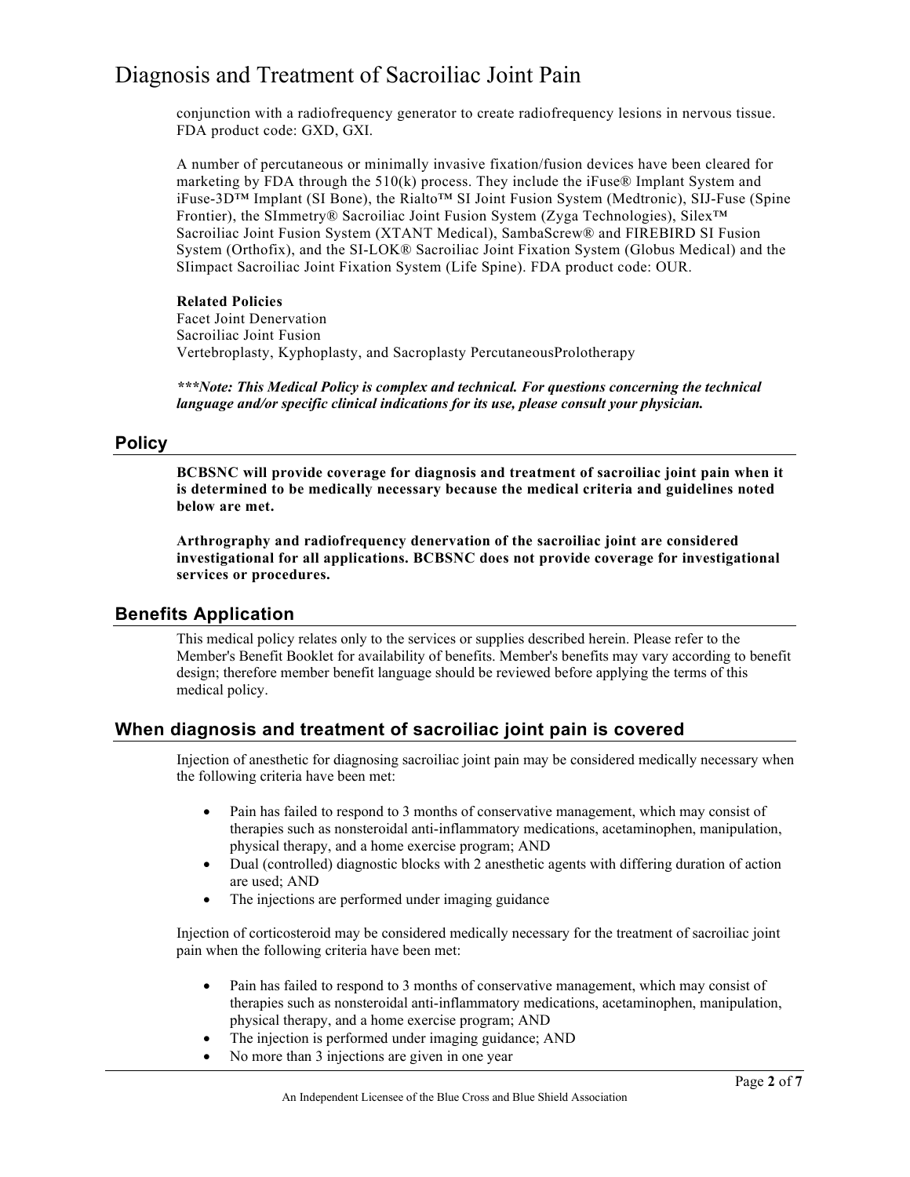conjunction with a radiofrequency generator to create radiofrequency lesions in nervous tissue. FDA product code: GXD, GXI.

A number of percutaneous or minimally invasive fixation/fusion devices have been cleared for marketing by FDA through the 510(k) process. They include the iFuse® Implant System and iFuse-3D™ Implant (SI Bone), the Rialto™ SI Joint Fusion System (Medtronic), SIJ-Fuse (Spine Frontier), the SImmetry® Sacroiliac Joint Fusion System (Zyga Technologies), Silex™ Sacroiliac Joint Fusion System (XTANT Medical), SambaScrew® and FIREBIRD SI Fusion System (Orthofix), and the SI-LOK® Sacroiliac Joint Fixation System (Globus Medical) and the SIimpact Sacroiliac Joint Fixation System (Life Spine). FDA product code: OUR.

**Related Policies**
Facet Joint Denervation
Sacroiliac Joint Fusion
Vertebroplasty, Kyphoplasty, and Sacroplasty PercutaneousProlotherapy

***\*\*\*Note: This Medical Policy is complex and technical. For questions concerning the technical language and/or specific clinical indications for its use, please consult your physician.***

## Policy

**BCBSNC will provide coverage for diagnosis and treatment of sacroiliac joint pain when it is determined to be medically necessary because the medical criteria and guidelines noted below are met.**

**Arthrography and radiofrequency denervation of the sacroiliac joint are considered investigational for all applications. BCBSNC does not provide coverage for investigational services or procedures.**

## Benefits Application

This medical policy relates only to the services or supplies described herein. Please refer to the Member's Benefit Booklet for availability of benefits. Member's benefits may vary according to benefit design; therefore member benefit language should be reviewed before applying the terms of this medical policy.

## When diagnosis and treatment of sacroiliac joint pain is covered

Injection of anesthetic for diagnosing sacroiliac joint pain may be considered medically necessary when the following criteria have been met:

- Pain has failed to respond to 3 months of conservative management, which may consist of therapies such as nonsteroidal anti-inflammatory medications, acetaminophen, manipulation, physical therapy, and a home exercise program; AND
- Dual (controlled) diagnostic blocks with 2 anesthetic agents with differing duration of action are used; AND
- The injections are performed under imaging guidance

Injection of corticosteroid may be considered medically necessary for the treatment of sacroiliac joint pain when the following criteria have been met:

- Pain has failed to respond to 3 months of conservative management, which may consist of therapies such as nonsteroidal anti-inflammatory medications, acetaminophen, manipulation, physical therapy, and a home exercise program; AND
- The injection is performed under imaging guidance; AND
- No more than 3 injections are given in one year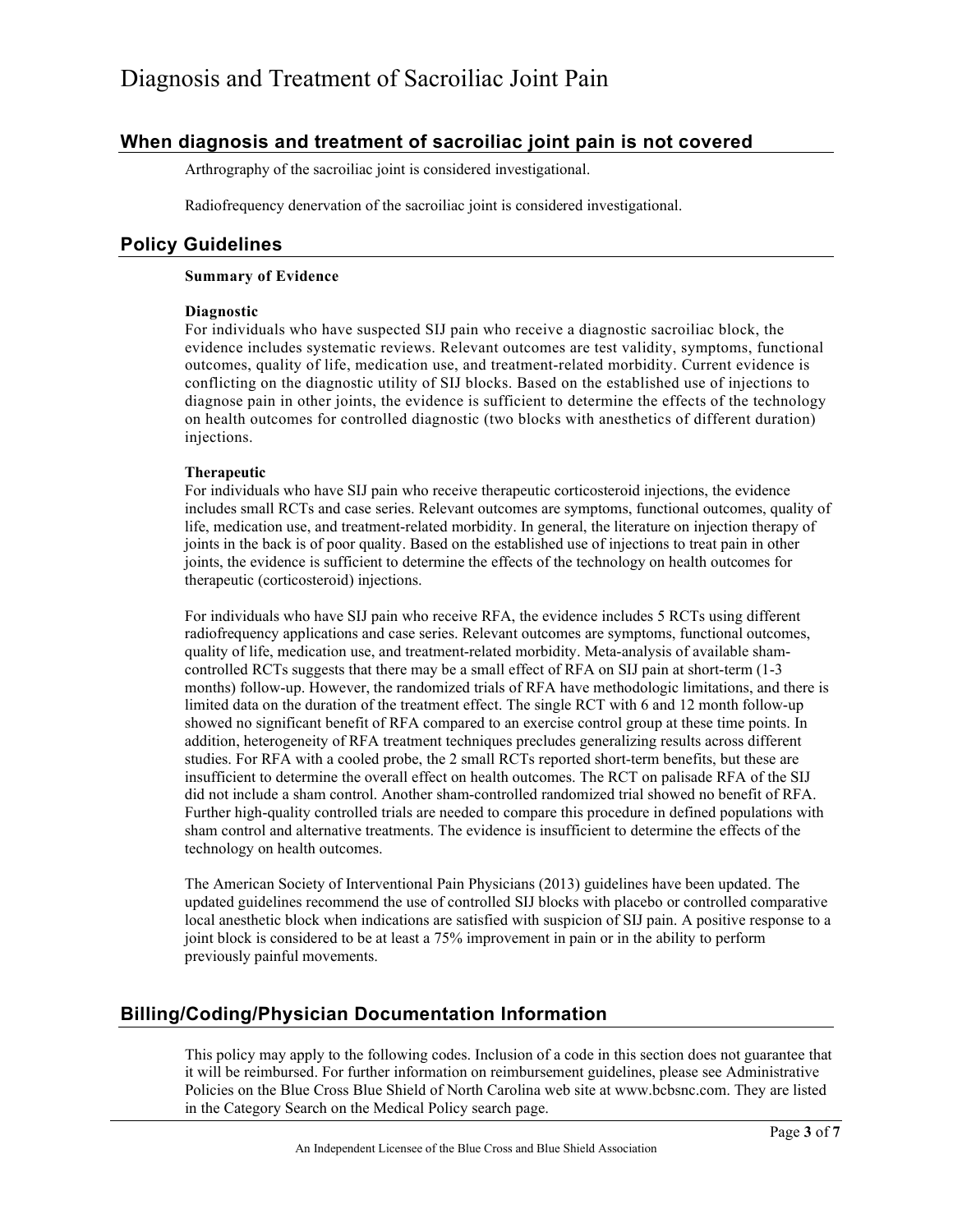## When diagnosis and treatment of sacroiliac joint pain is not covered

Arthrography of the sacroiliac joint is considered investigational.

Radiofrequency denervation of the sacroiliac joint is considered investigational.

## Policy Guidelines

**Summary of Evidence**

**Diagnostic**

For individuals who have suspected SIJ pain who receive a diagnostic sacroiliac block, the evidence includes systematic reviews. Relevant outcomes are test validity, symptoms, functional outcomes, quality of life, medication use, and treatment-related morbidity. Current evidence is conflicting on the diagnostic utility of SIJ blocks. Based on the established use of injections to diagnose pain in other joints, the evidence is sufficient to determine the effects of the technology on health outcomes for controlled diagnostic (two blocks with anesthetics of different duration) injections.

**Therapeutic**

For individuals who have SIJ pain who receive therapeutic corticosteroid injections, the evidence includes small RCTs and case series. Relevant outcomes are symptoms, functional outcomes, quality of life, medication use, and treatment-related morbidity. In general, the literature on injection therapy of joints in the back is of poor quality. Based on the established use of injections to treat pain in other joints, the evidence is sufficient to determine the effects of the technology on health outcomes for therapeutic (corticosteroid) injections.

For individuals who have SIJ pain who receive RFA, the evidence includes 5 RCTs using different radiofrequency applications and case series. Relevant outcomes are symptoms, functional outcomes, quality of life, medication use, and treatment-related morbidity. Meta-analysis of available sham-controlled RCTs suggests that there may be a small effect of RFA on SIJ pain at short-term (1-3 months) follow-up. However, the randomized trials of RFA have methodologic limitations, and there is limited data on the duration of the treatment effect. The single RCT with 6 and 12 month follow-up showed no significant benefit of RFA compared to an exercise control group at these time points. In addition, heterogeneity of RFA treatment techniques precludes generalizing results across different studies. For RFA with a cooled probe, the 2 small RCTs reported short-term benefits, but these are insufficient to determine the overall effect on health outcomes. The RCT on palisade RFA of the SIJ did not include a sham control. Another sham-controlled randomized trial showed no benefit of RFA. Further high-quality controlled trials are needed to compare this procedure in defined populations with sham control and alternative treatments. The evidence is insufficient to determine the effects of the technology on health outcomes.

The American Society of Interventional Pain Physicians (2013) guidelines have been updated. The updated guidelines recommend the use of controlled SIJ blocks with placebo or controlled comparative local anesthetic block when indications are satisfied with suspicion of SIJ pain. A positive response to a joint block is considered to be at least a 75% improvement in pain or in the ability to perform previously painful movements.

## Billing/Coding/Physician Documentation Information

This policy may apply to the following codes. Inclusion of a code in this section does not guarantee that it will be reimbursed. For further information on reimbursement guidelines, please see Administrative Policies on the Blue Cross Blue Shield of North Carolina web site at www.bcbsnc.com. They are listed in the Category Search on the Medical Policy search page.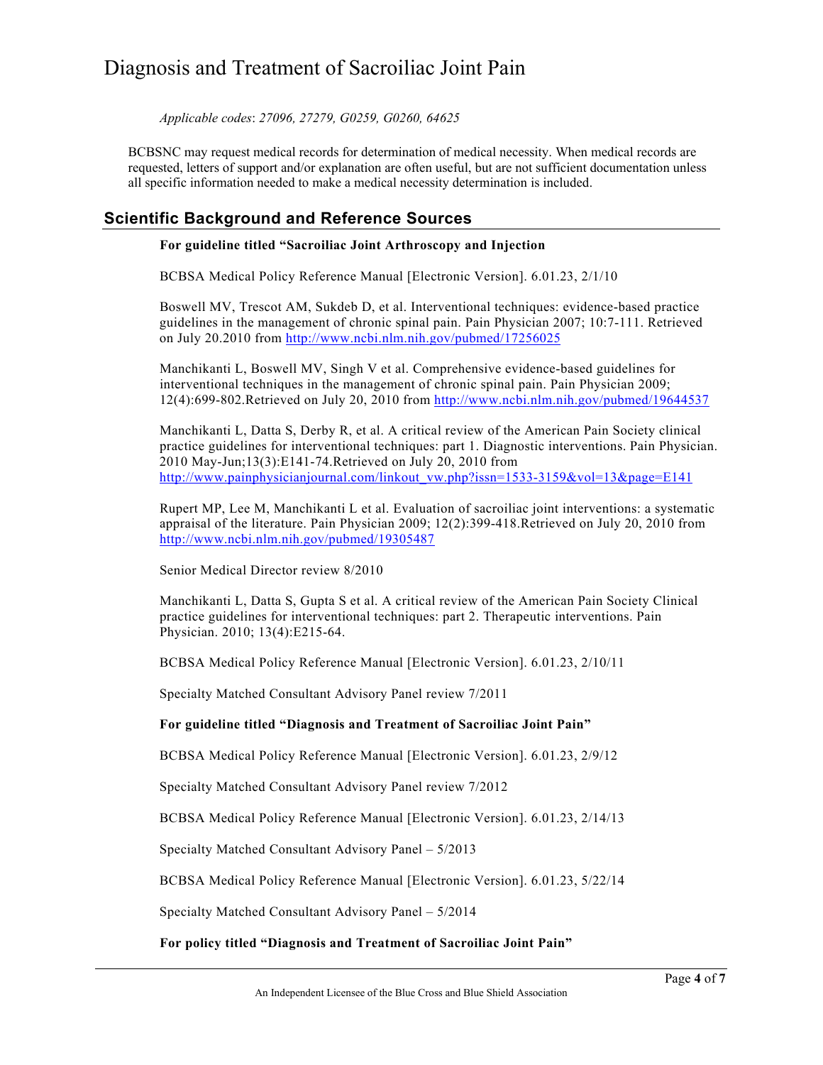*Applicable codes*: *27096, 27279, G0259, G0260, 64625*

BCBSNC may request medical records for determination of medical necessity. When medical records are requested, letters of support and/or explanation are often useful, but are not sufficient documentation unless all specific information needed to make a medical necessity determination is included.

## Scientific Background and Reference Sources

**For guideline titled "Sacroiliac Joint Arthroscopy and Injection**

BCBSA Medical Policy Reference Manual [Electronic Version]. 6.01.23, 2/1/10

Boswell MV, Trescot AM, Sukdeb D, et al. Interventional techniques: evidence-based practice guidelines in the management of chronic spinal pain. Pain Physician 2007; 10:7-111. Retrieved on July 20.2010 from http://www.ncbi.nlm.nih.gov/pubmed/17256025

Manchikanti L, Boswell MV, Singh V et al. Comprehensive evidence-based guidelines for interventional techniques in the management of chronic spinal pain. Pain Physician 2009; 12(4):699-802.Retrieved on July 20, 2010 from http://www.ncbi.nlm.nih.gov/pubmed/19644537

Manchikanti L, Datta S, Derby R, et al. A critical review of the American Pain Society clinical practice guidelines for interventional techniques: part 1. Diagnostic interventions. Pain Physician. 2010 May-Jun;13(3):E141-74.Retrieved on July 20, 2010 from http://www.painphysicianjournal.com/linkout_vw.php?issn=1533-3159&vol=13&page=E141

Rupert MP, Lee M, Manchikanti L et al. Evaluation of sacroiliac joint interventions: a systematic appraisal of the literature. Pain Physician 2009; 12(2):399-418.Retrieved on July 20, 2010 from http://www.ncbi.nlm.nih.gov/pubmed/19305487

Senior Medical Director review 8/2010

Manchikanti L, Datta S, Gupta S et al. A critical review of the American Pain Society Clinical practice guidelines for interventional techniques: part 2. Therapeutic interventions. Pain Physician. 2010; 13(4):E215-64.

BCBSA Medical Policy Reference Manual [Electronic Version]. 6.01.23, 2/10/11

Specialty Matched Consultant Advisory Panel review 7/2011

**For guideline titled "Diagnosis and Treatment of Sacroiliac Joint Pain"**

BCBSA Medical Policy Reference Manual [Electronic Version]. 6.01.23, 2/9/12

Specialty Matched Consultant Advisory Panel review 7/2012

BCBSA Medical Policy Reference Manual [Electronic Version]. 6.01.23, 2/14/13

Specialty Matched Consultant Advisory Panel – 5/2013

BCBSA Medical Policy Reference Manual [Electronic Version]. 6.01.23, 5/22/14

Specialty Matched Consultant Advisory Panel – 5/2014

**For policy titled "Diagnosis and Treatment of Sacroiliac Joint Pain"**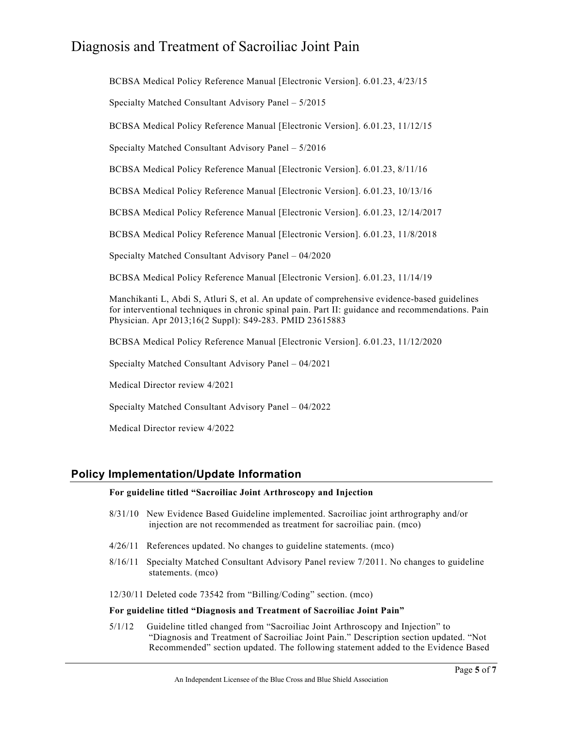BCBSA Medical Policy Reference Manual [Electronic Version]. 6.01.23, 4/23/15

Specialty Matched Consultant Advisory Panel – 5/2015

BCBSA Medical Policy Reference Manual [Electronic Version]. 6.01.23, 11/12/15

Specialty Matched Consultant Advisory Panel – 5/2016

BCBSA Medical Policy Reference Manual [Electronic Version]. 6.01.23, 8/11/16

BCBSA Medical Policy Reference Manual [Electronic Version]. 6.01.23, 10/13/16

BCBSA Medical Policy Reference Manual [Electronic Version]. 6.01.23, 12/14/2017

BCBSA Medical Policy Reference Manual [Electronic Version]. 6.01.23, 11/8/2018

Specialty Matched Consultant Advisory Panel – 04/2020

BCBSA Medical Policy Reference Manual [Electronic Version]. 6.01.23, 11/14/19

Manchikanti L, Abdi S, Atluri S, et al. An update of comprehensive evidence-based guidelines for interventional techniques in chronic spinal pain. Part II: guidance and recommendations. Pain Physician. Apr 2013;16(2 Suppl): S49-283. PMID 23615883

BCBSA Medical Policy Reference Manual [Electronic Version]. 6.01.23, 11/12/2020

Specialty Matched Consultant Advisory Panel – 04/2021

Medical Director review 4/2021

Specialty Matched Consultant Advisory Panel – 04/2022

Medical Director review 4/2022

## Policy Implementation/Update Information

**For guideline titled "Sacroiliac Joint Arthroscopy and Injection**

8/31/10 New Evidence Based Guideline implemented. Sacroiliac joint arthrography and/or injection are not recommended as treatment for sacroiliac pain. (mco)

4/26/11 References updated. No changes to guideline statements. (mco)

8/16/11 Specialty Matched Consultant Advisory Panel review 7/2011. No changes to guideline statements. (mco)

12/30/11 Deleted code 73542 from "Billing/Coding" section. (mco)

**For guideline titled "Diagnosis and Treatment of Sacroiliac Joint Pain"**

5/1/12 Guideline titled changed from "Sacroiliac Joint Arthroscopy and Injection" to "Diagnosis and Treatment of Sacroiliac Joint Pain." Description section updated. "Not Recommended" section updated. The following statement added to the Evidence Based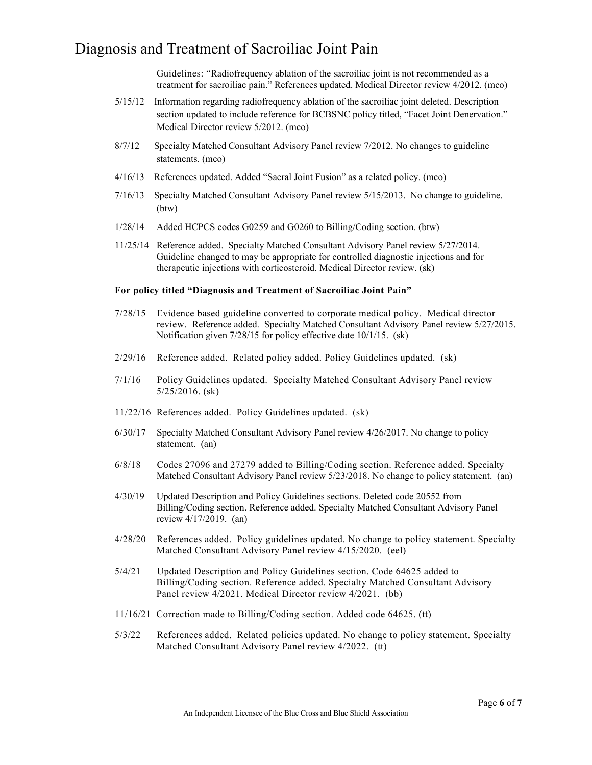Guidelines: "Radiofrequency ablation of the sacroiliac joint is not recommended as a treatment for sacroiliac pain." References updated. Medical Director review 4/2012. (mco)

5/15/12 Information regarding radiofrequency ablation of the sacroiliac joint deleted. Description section updated to include reference for BCBSNC policy titled, "Facet Joint Denervation." Medical Director review 5/2012. (mco)

8/7/12 Specialty Matched Consultant Advisory Panel review 7/2012. No changes to guideline statements. (mco)

4/16/13 References updated. Added "Sacral Joint Fusion" as a related policy. (mco)

7/16/13 Specialty Matched Consultant Advisory Panel review 5/15/2013. No change to guideline. (btw)

1/28/14 Added HCPCS codes G0259 and G0260 to Billing/Coding section. (btw)

11/25/14 Reference added. Specialty Matched Consultant Advisory Panel review 5/27/2014. Guideline changed to may be appropriate for controlled diagnostic injections and for therapeutic injections with corticosteroid. Medical Director review. (sk)

**For policy titled "Diagnosis and Treatment of Sacroiliac Joint Pain"**

7/28/15 Evidence based guideline converted to corporate medical policy. Medical director review. Reference added. Specialty Matched Consultant Advisory Panel review 5/27/2015. Notification given 7/28/15 for policy effective date 10/1/15. (sk)

2/29/16 Reference added. Related policy added. Policy Guidelines updated. (sk)

7/1/16 Policy Guidelines updated. Specialty Matched Consultant Advisory Panel review 5/25/2016. (sk)

11/22/16 References added. Policy Guidelines updated. (sk)

6/30/17 Specialty Matched Consultant Advisory Panel review 4/26/2017. No change to policy statement. (an)

6/8/18 Codes 27096 and 27279 added to Billing/Coding section. Reference added. Specialty Matched Consultant Advisory Panel review 5/23/2018. No change to policy statement. (an)

4/30/19 Updated Description and Policy Guidelines sections. Deleted code 20552 from Billing/Coding section. Reference added. Specialty Matched Consultant Advisory Panel review 4/17/2019. (an)

4/28/20 References added. Policy guidelines updated. No change to policy statement. Specialty Matched Consultant Advisory Panel review 4/15/2020. (eel)

5/4/21 Updated Description and Policy Guidelines section. Code 64625 added to Billing/Coding section. Reference added. Specialty Matched Consultant Advisory Panel review 4/2021. Medical Director review 4/2021. (bb)

11/16/21 Correction made to Billing/Coding section. Added code 64625. (tt)

5/3/22 References added. Related policies updated. No change to policy statement. Specialty Matched Consultant Advisory Panel review 4/2022. (tt)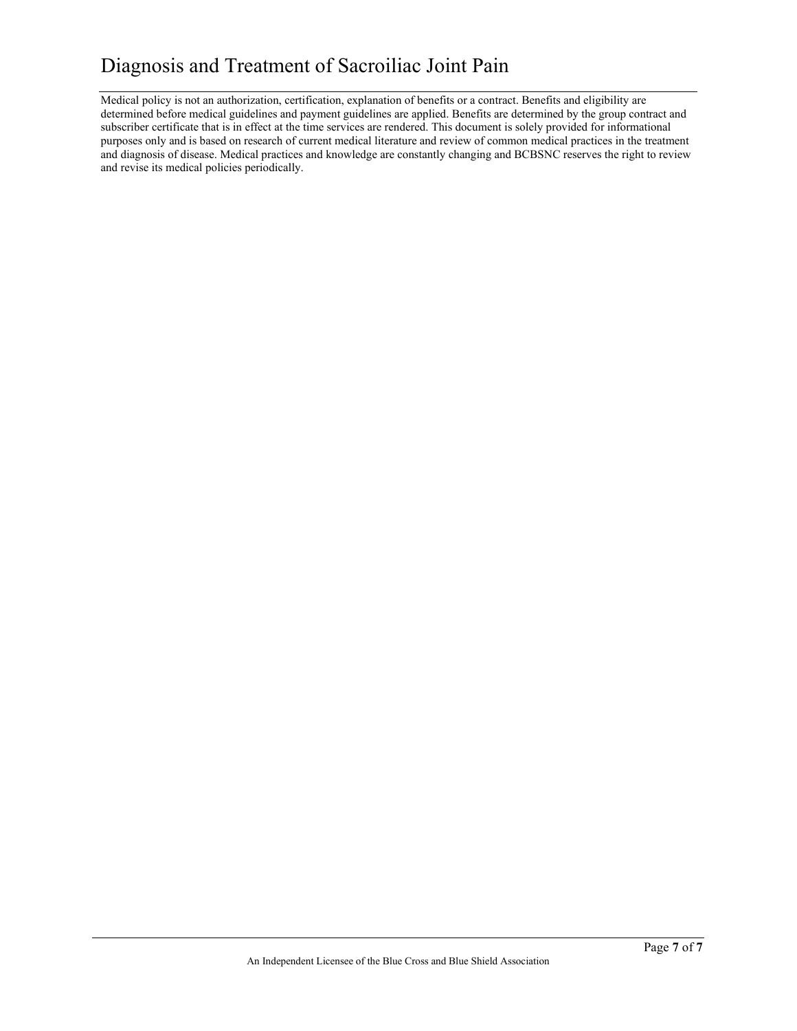Medical policy is not an authorization, certification, explanation of benefits or a contract. Benefits and eligibility are determined before medical guidelines and payment guidelines are applied. Benefits are determined by the group contract and subscriber certificate that is in effect at the time services are rendered. This document is solely provided for informational purposes only and is based on research of current medical literature and review of common medical practices in the treatment and diagnosis of disease. Medical practices and knowledge are constantly changing and BCBSNC reserves the right to review and revise its medical policies periodically.